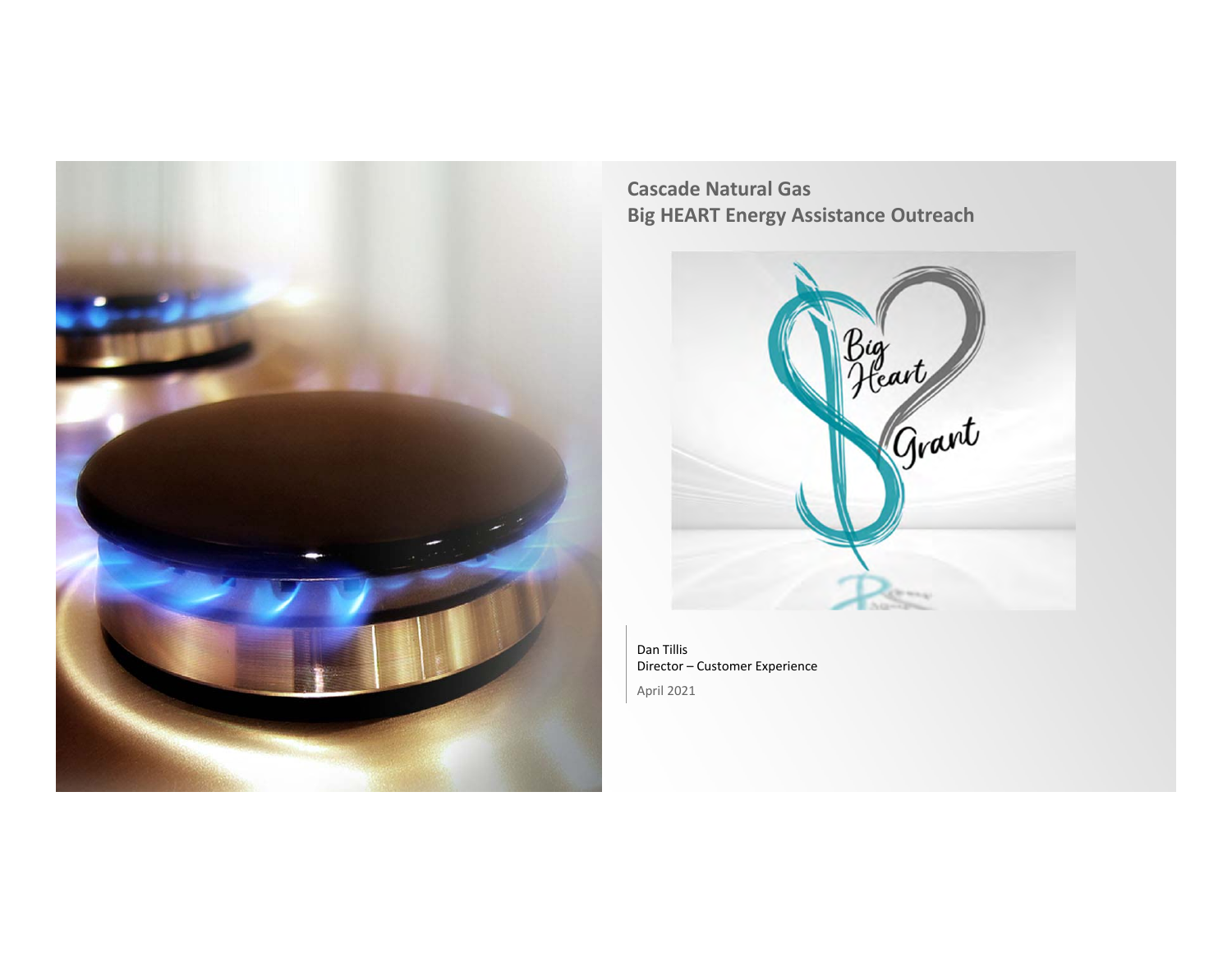# Cascade Natural Gas
## Big HEART Energy Assistance Outreach

Dan Tillis
Director – Customer Experience

April 2021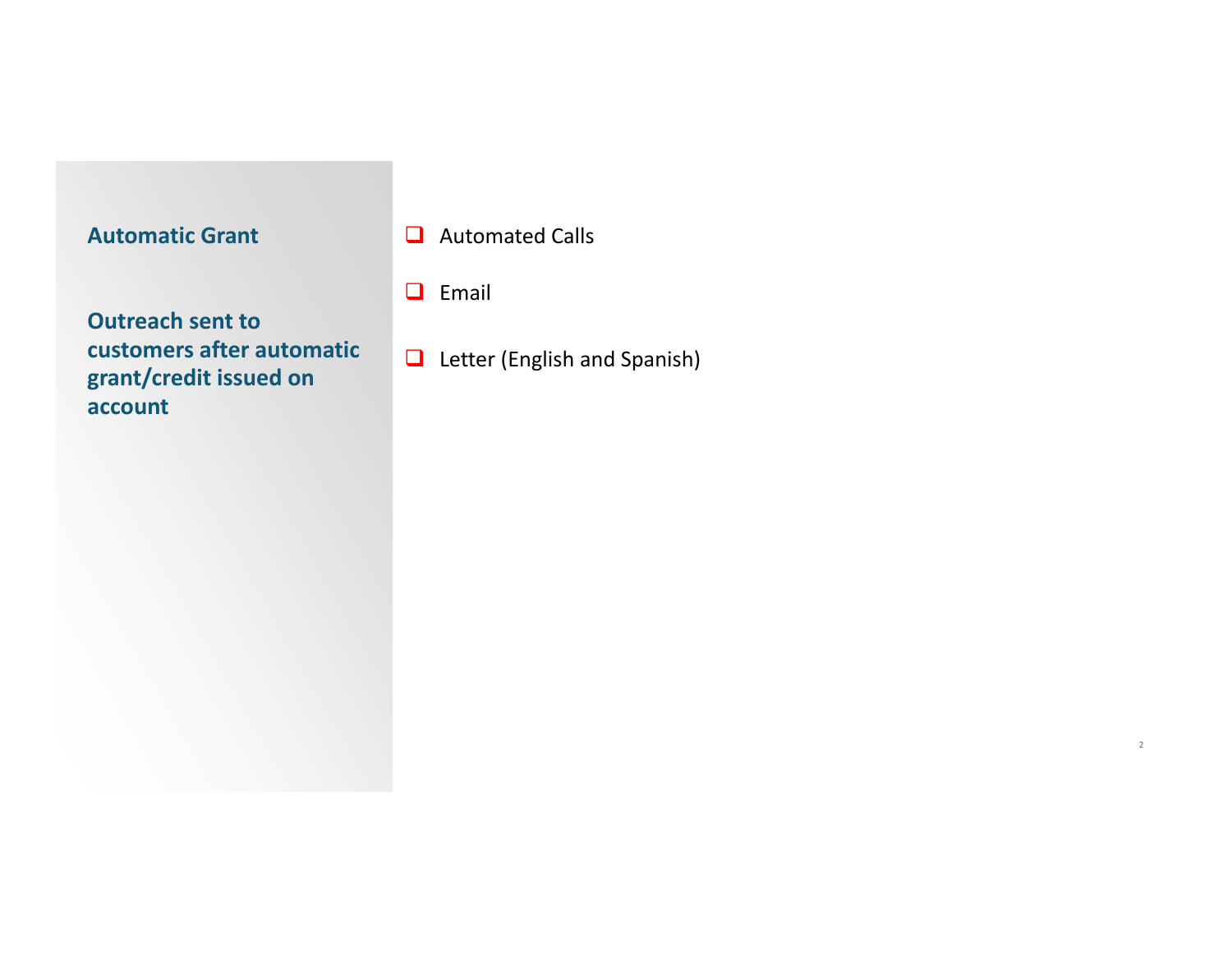**Automatic Grant**

**Outreach sent to customers after automatic grant/credit issued on account**

- Automated Calls
- Email
- Letter (English and Spanish)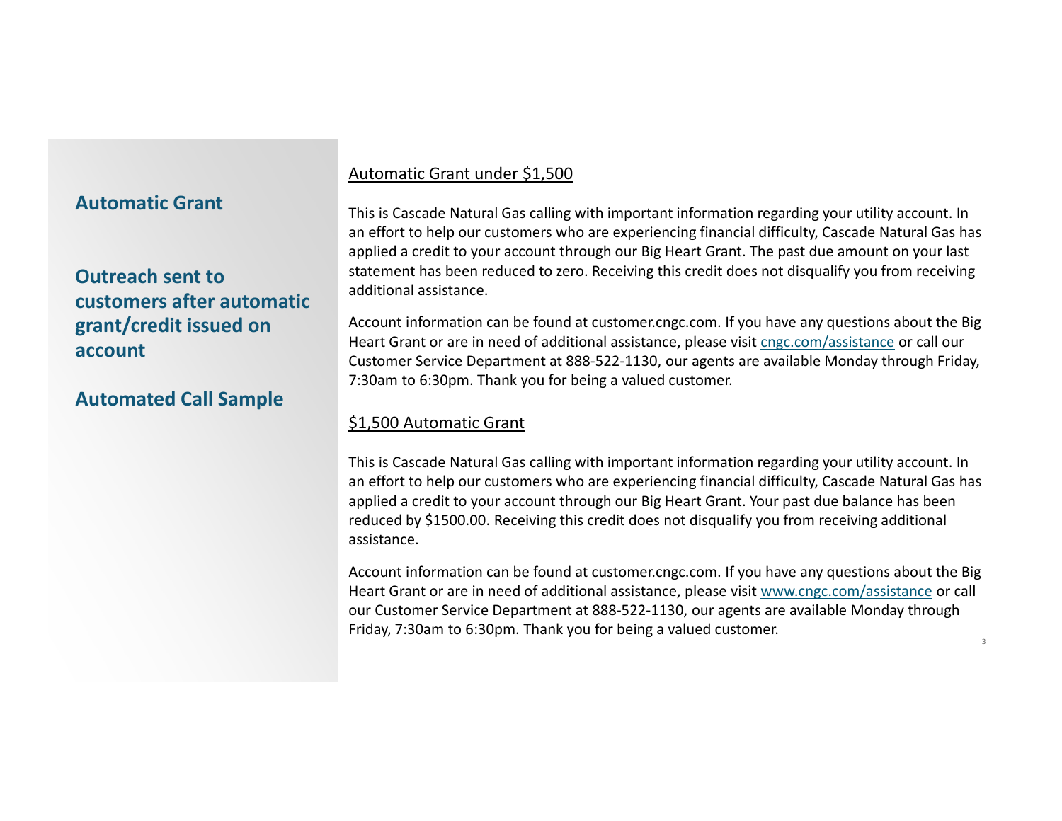## Automatic Grant

## Outreach sent to customers after automatic grant/credit issued on account

## Automated Call Sample

Automatic Grant under $1,500

This is Cascade Natural Gas calling with important information regarding your utility account. In an effort to help our customers who are experiencing financial difficulty, Cascade Natural Gas has applied a credit to your account through our Big Heart Grant. The past due amount on your last statement has been reduced to zero. Receiving this credit does not disqualify you from receiving additional assistance.

Account information can be found at customer.cngc.com. If you have any questions about the Big Heart Grant or are in need of additional assistance, please visit cngc.com/assistance or call our Customer Service Department at 888-522-1130, our agents are available Monday through Friday, 7:30am to 6:30pm. Thank you for being a valued customer.

$1,500 Automatic Grant

This is Cascade Natural Gas calling with important information regarding your utility account. In an effort to help our customers who are experiencing financial difficulty, Cascade Natural Gas has applied a credit to your account through our Big Heart Grant. Your past due balance has been reduced by $1500.00. Receiving this credit does not disqualify you from receiving additional assistance.

Account information can be found at customer.cngc.com. If you have any questions about the Big Heart Grant or are in need of additional assistance, please visit www.cngc.com/assistance or call our Customer Service Department at 888-522-1130, our agents are available Monday through Friday, 7:30am to 6:30pm. Thank you for being a valued customer.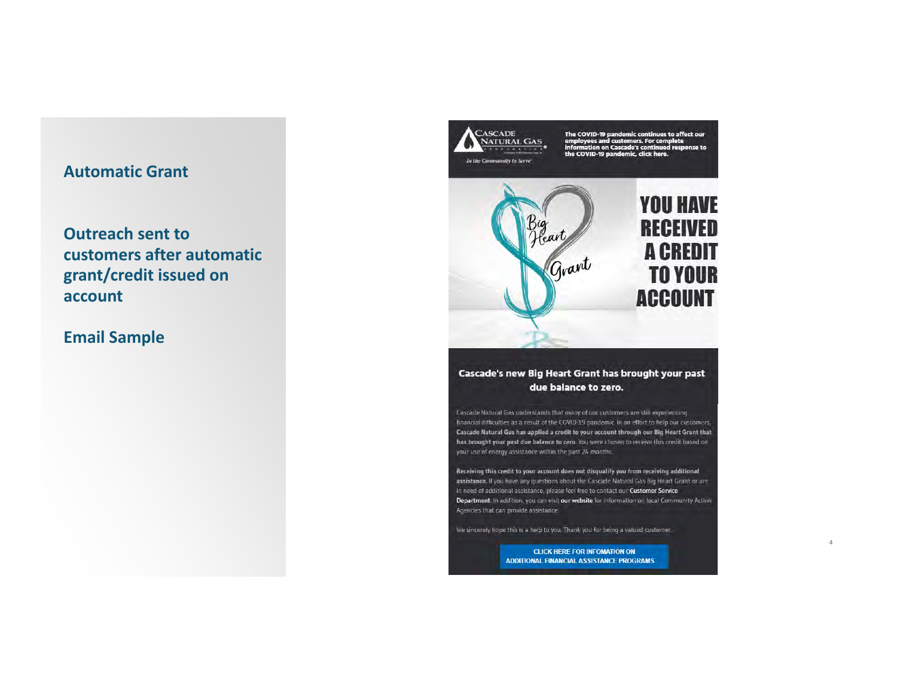## Automatic Grant

**Outreach sent to customers after automatic grant/credit issued on account**

**Email Sample**

CASCADE NATURAL GAS CORPORATION

*In the Community to Serve*

**The COVID-19 pandemic continues to affect our employees and customers. For complete information on Cascade's continued response to the COVID-19 pandemic, click here.**

Big Heart Grant

# YOU HAVE RECEIVED A CREDIT TO YOUR ACCOUNT

**Cascade's new Big Heart Grant has brought your past due balance to zero.**

Cascade Natural Gas understands that many of our customers are still experiencing financial difficulties as a result of the COVID-19 pandemic. In an effort to help our customers, **Cascade Natural Gas has applied a credit to your account through our Big Heart Grant that has brought your past due balance to zero.** You were chosen to receive this credit based on your use of energy assistance within the past 24 months.

**Receiving this credit to your account does not disqualify you from receiving additional assistance.** If you have any questions about the Cascade Natural Gas Big Heart Grant or are in need of additional assistance, please feel free to contact our **Customer Service Department**. In addition, you can visit **our website** for information on local Community Action Agencies that can provide assistance.

We sincerely hope this is a help to you. Thank you for being a valued customer.

CLICK HERE FOR INFOMATION ON ADDITIONAL FINANCIAL ASSISTANCE PROGRAMS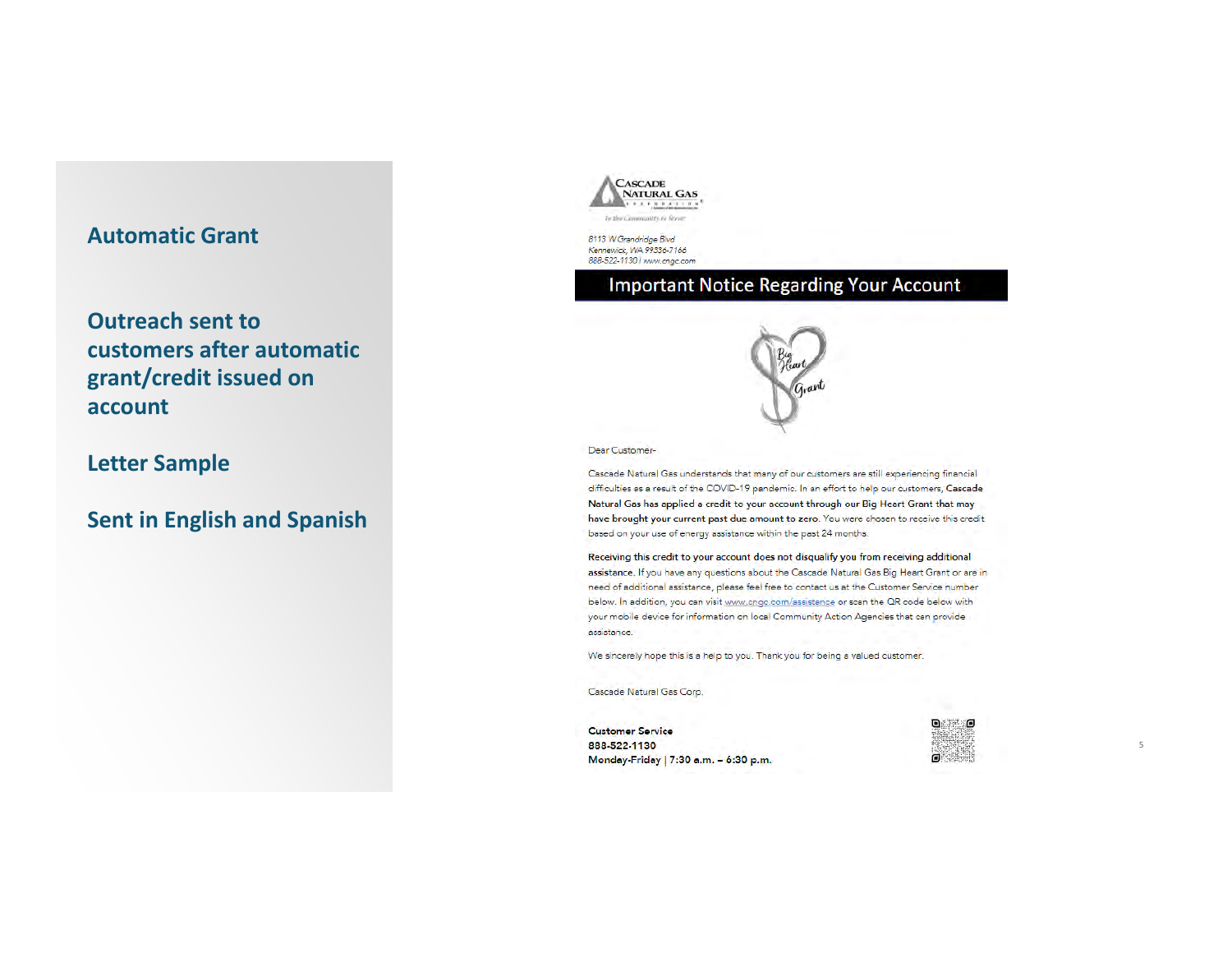## Automatic Grant

## Outreach sent to customers after automatic grant/credit issued on account

## Letter Sample

## Sent in English and Spanish

CASCADE NATURAL GAS CORPORATION

*In the Community to Serve*

*8113 W Grandridge Blvd*
*Kennewick, WA 99336-7166*
*888-522-1130 | www.cngc.com*

**Important Notice Regarding Your Account**

Big Heart Grant

Dear Customer-

Cascade Natural Gas understands that many of our customers are still experiencing financial difficulties as a result of the COVID-19 pandemic. In an effort to help our customers, **Cascade Natural Gas has applied a credit to your account through our Big Heart Grant that may have brought your current past due amount to zero.** You were chosen to receive this credit based on your use of energy assistance within the past 24 months.

**Receiving this credit to your account does not disqualify you from receiving additional assistance.** If you have any questions about the Cascade Natural Gas Big Heart Grant or are in need of additional assistance, please feel free to contact us at the Customer Service number below. In addition, you can visit www.cngc.com/assistance or scan the QR code below with your mobile device for information on local Community Action Agencies that can provide assistance.

We sincerely hope this is a help to you. Thank you for being a valued customer.

Cascade Natural Gas Corp.

**Customer Service**
**888-522-1130**
**Monday-Friday | 7:30 a.m. – 6:30 p.m.**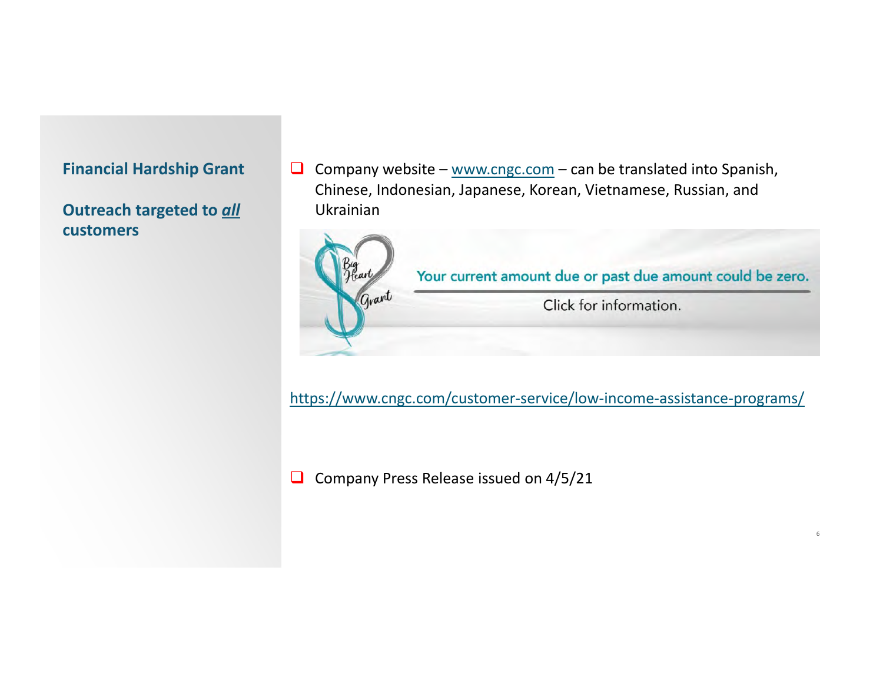**Financial Hardship Grant**

**Outreach targeted to *all* customers**

- Company website – www.cngc.com – can be translated into Spanish, Chinese, Indonesian, Japanese, Korean, Vietnamese, Russian, and Ukrainian

Big Heart Grant

Your current amount due or past due amount could be zero.

Click for information.

https://www.cngc.com/customer-service/low-income-assistance-programs/

- Company Press Release issued on 4/5/21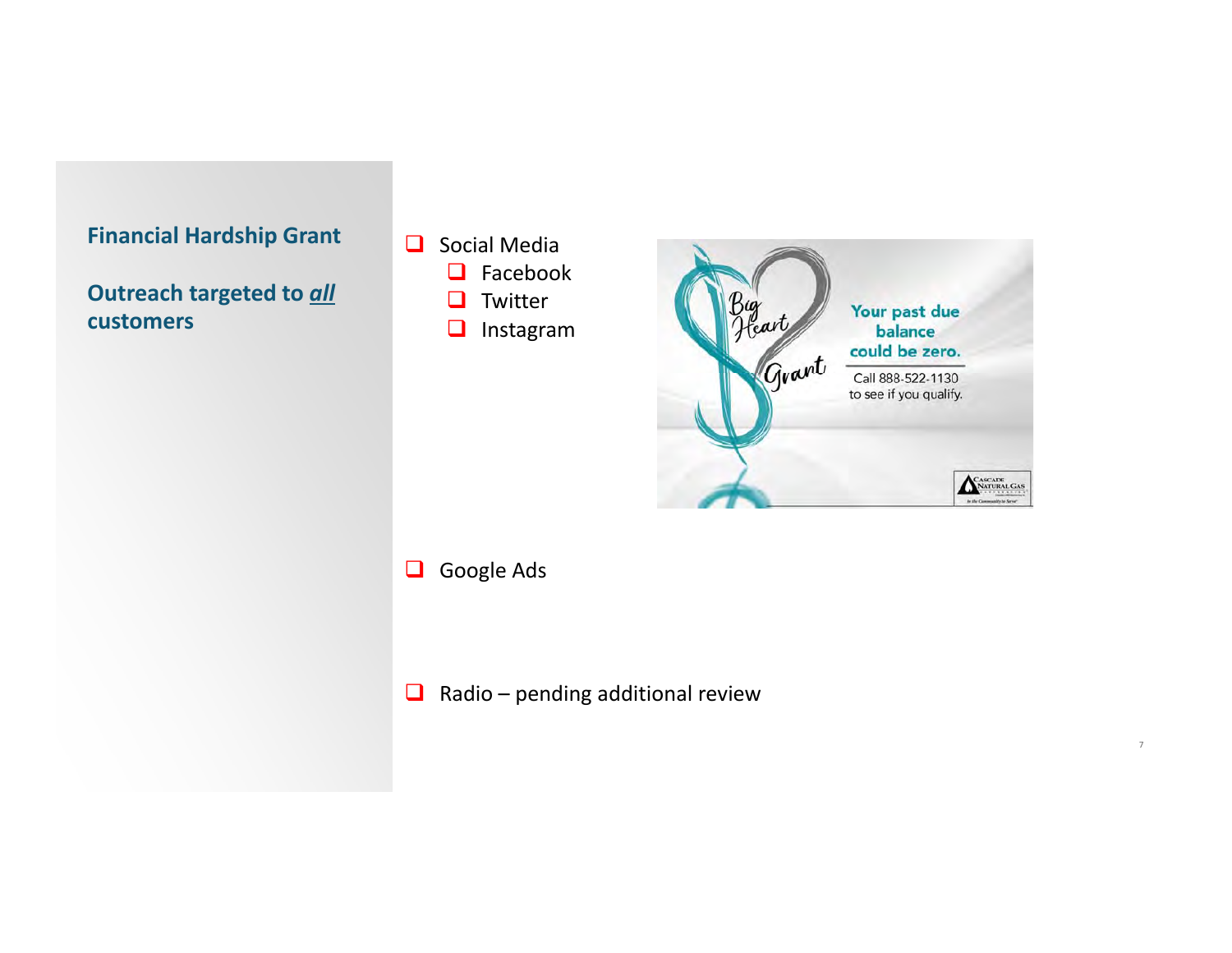## Financial Hardship Grant

## Outreach targeted to ***all*** customers

- Social Media
  - Facebook
  - Twitter
  - Instagram

Big Heart Grant

Your past due balance could be zero.

Call 888-522-1130 to see if you qualify.

- Google Ads

- Radio – pending additional review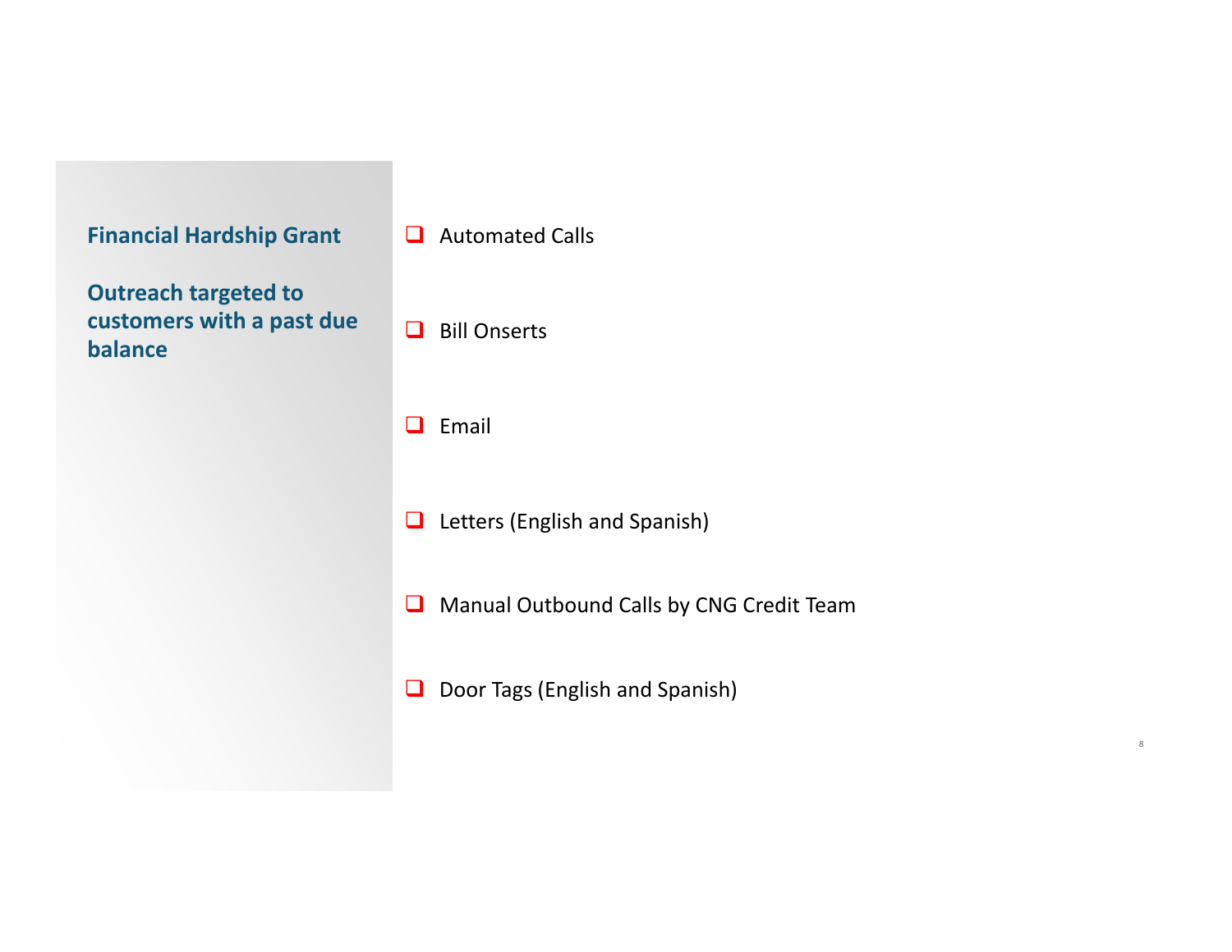**Financial Hardship Grant**

**Outreach targeted to customers with a past due balance**

- Automated Calls
- Bill Onserts
- Email
- Letters (English and Spanish)
- Manual Outbound Calls by CNG Credit Team
- Door Tags (English and Spanish)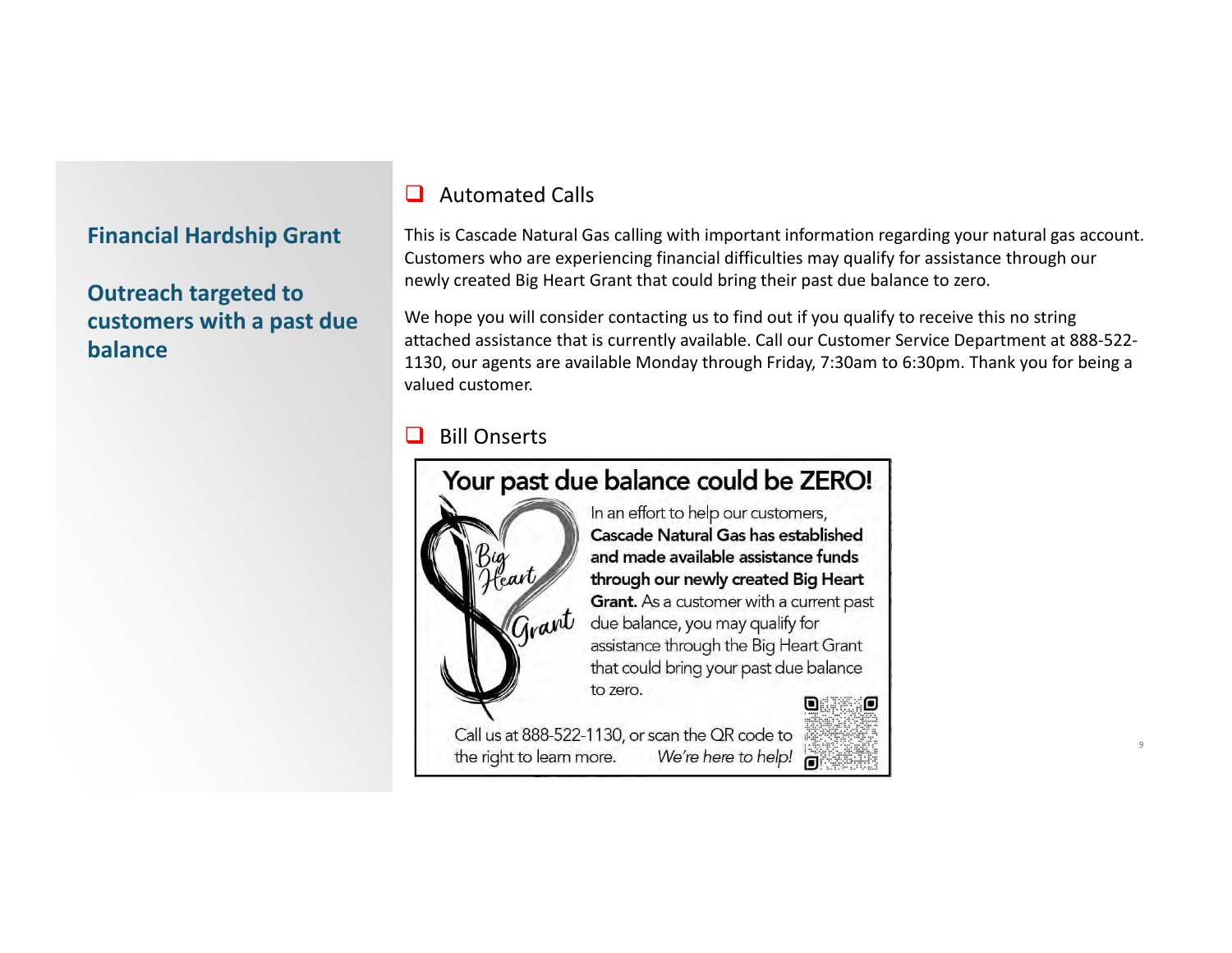## Financial Hardship Grant

## Outreach targeted to customers with a past due balance

- Automated Calls

This is Cascade Natural Gas calling with important information regarding your natural gas account. Customers who are experiencing financial difficulties may qualify for assistance through our newly created Big Heart Grant that could bring their past due balance to zero.

We hope you will consider contacting us to find out if you qualify to receive this no string attached assistance that is currently available. Call our Customer Service Department at 888-522-1130, our agents are available Monday through Friday, 7:30am to 6:30pm. Thank you for being a valued customer.

- Bill Onserts

**Your past due balance could be ZERO!**

Big Heart Grant

In an effort to help our customers, **Cascade Natural Gas has established and made available assistance funds through our newly created Big Heart Grant.** As a customer with a current past due balance, you may qualify for assistance through the Big Heart Grant that could bring your past due balance to zero.

Call us at 888-522-1130, or scan the QR code to the right to learn more. *We're here to help!*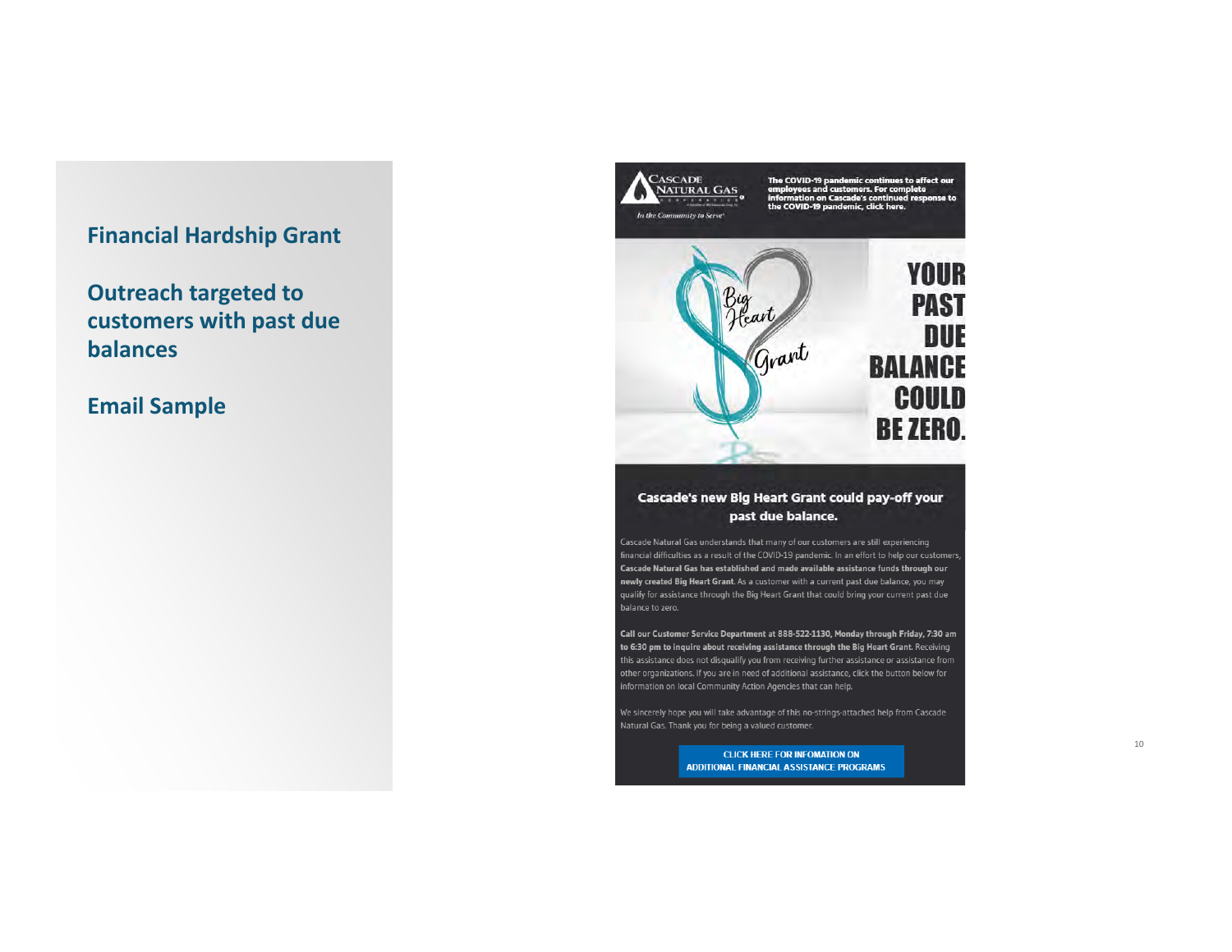## Financial Hardship Grant

## Outreach targeted to customers with past due balances

## Email Sample

CASCADE NATURAL GAS CORPORATION

*In the Community to Serve*

**The COVID-19 pandemic continues to affect our employees and customers. For complete information on Cascade's continued response to the COVID-19 pandemic, click here.**

Big Heart Grant

**YOUR PAST DUE BALANCE COULD BE ZERO.**

### Cascade's new Big Heart Grant could pay-off your past due balance.

Cascade Natural Gas understands that many of our customers are still experiencing financial difficulties as a result of the COVID-19 pandemic. In an effort to help our customers, **Cascade Natural Gas has established and made available assistance funds through our newly created Big Heart Grant**. As a customer with a current past due balance, you may qualify for assistance through the Big Heart Grant that could bring your current past due balance to zero.

**Call our Customer Service Department at 888-522-1130, Monday through Friday, 7:30 am to 6:30 pm to inquire about receiving assistance through the Big Heart Grant.** Receiving this assistance does not disqualify you from receiving further assistance or assistance from other organizations. If you are in need of additional assistance, click the button below for information on local Community Action Agencies that can help.

We sincerely hope you will take advantage of this no-strings-attached help from Cascade Natural Gas. Thank you for being a valued customer.

**CLICK HERE FOR INFOMATION ON ADDITIONAL FINANCIAL ASSISTANCE PROGRAMS**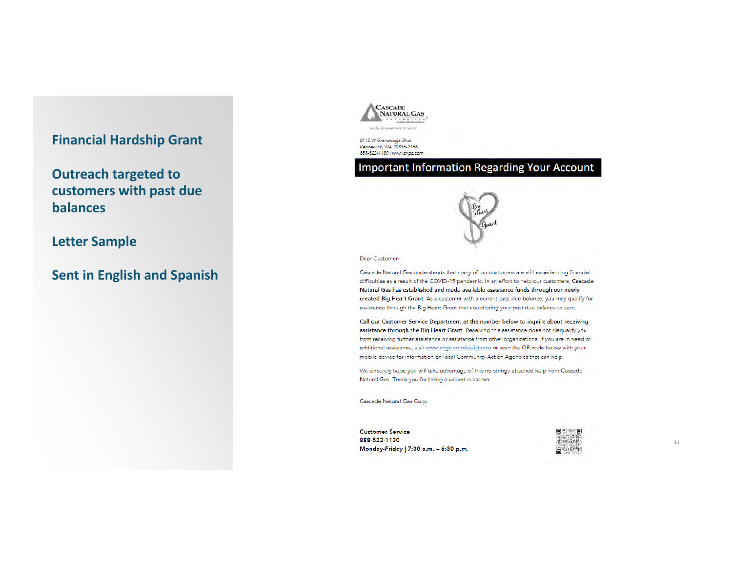## Financial Hardship Grant

## Outreach targeted to customers with past due balances

## Letter Sample

## Sent in English and Spanish

CASCADE NATURAL GAS

8113 W Grandridge Blvd
Kennewick, WA 99336-7166
888-522-1130 | www.cngc.com

**Important Information Regarding Your Account**

Big Heart Grant

Dear Customer-

Cascade Natural Gas understands that many of our customers are still experiencing financial difficulties as a result of the COVID-19 pandemic. In an effort to help our customers, **Cascade Natural Gas has established and made available assistance funds through our newly created Big Heart Grant.** As a customer with a current past due balance, you may qualify for assistance through the Big Heart Grant that could bring your past due balance to zero.

**Call our Customer Service Department at the number below to inquire about receiving assistance through the Big Heart Grant.** Receiving this assistance does not disqualify you from receiving further assistance or assistance from other organizations. If you are in need of additional assistance, visit www.cngc.com/assistance or scan the QR code below with your mobile device for information on local Community Action Agencies that can help.

We sincerely hope you will take advantage of this no-strings-attached help from Cascade Natural Gas. Thank you for being a valued customer.

Cascade Natural Gas Corp

**Customer Service**
**888-522-1130**
**Monday-Friday | 7:30 a.m. – 6:30 p.m.**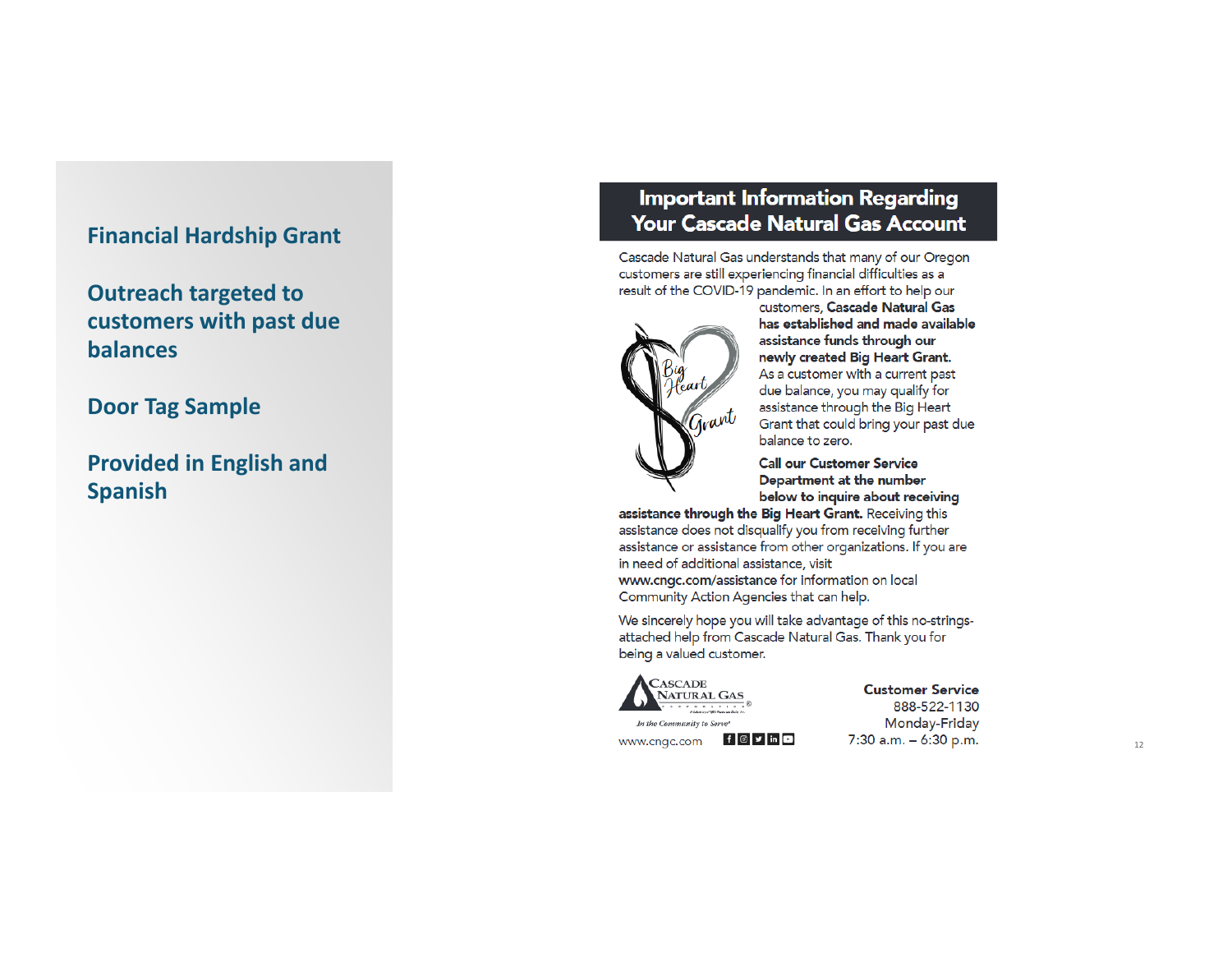**Financial Hardship Grant**

**Outreach targeted to customers with past due balances**

**Door Tag Sample**

**Provided in English and Spanish**

## Important Information Regarding Your Cascade Natural Gas Account

Cascade Natural Gas understands that many of our Oregon customers are still experiencing financial difficulties as a result of the COVID-19 pandemic. In an effort to help our customers, **Cascade Natural Gas has established and made available assistance funds through our newly created Big Heart Grant.** As a customer with a current past due balance, you may qualify for assistance through the Big Heart Grant that could bring your past due balance to zero.

Big Heart Grant

**Call our Customer Service Department at the number below to inquire about receiving assistance through the Big Heart Grant.** Receiving this assistance does not disqualify you from receiving further assistance or assistance from other organizations. If you are in need of additional assistance, visit **www.cngc.com/assistance** for information on local Community Action Agencies that can help.

We sincerely hope you will take advantage of this no-strings-attached help from Cascade Natural Gas. Thank you for being a valued customer.

Cascade Natural Gas Corporation

*In the Community to Serve*

www.cngc.com

**Customer Service**
888-522-1130
Monday-Friday
7:30 a.m. – 6:30 p.m.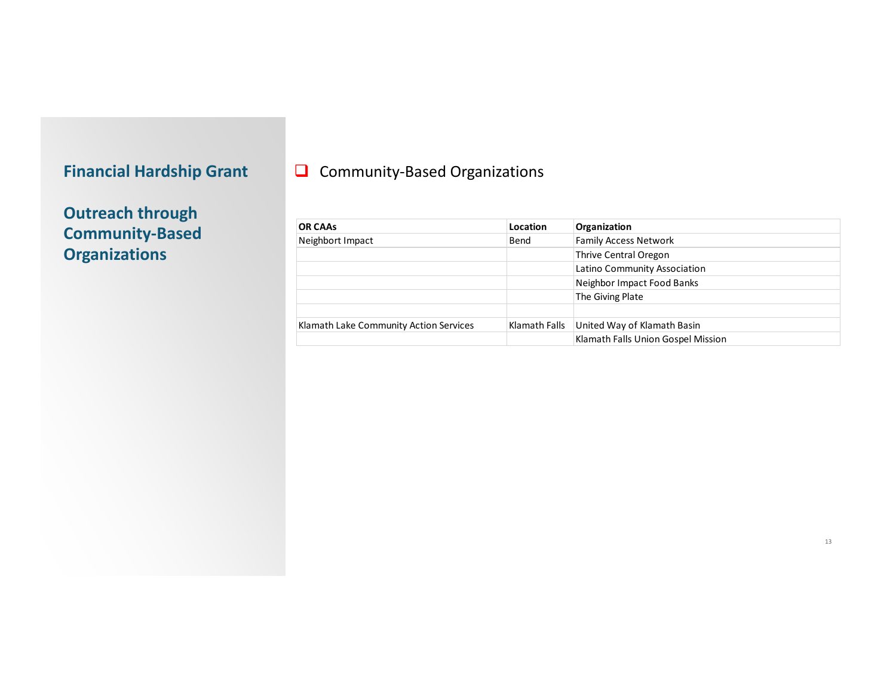## Financial Hardship Grant

## Outreach through Community-Based Organizations

- Community-Based Organizations

| OR CAAs | Location | Organization |
|---|---|---|
| Neighbort Impact | Bend | Family Access Network |
| | | Thrive Central Oregon |
| | | Latino Community Association |
| | | Neighbor Impact Food Banks |
| | | The Giving Plate |
| | | |
| Klamath Lake Community Action Services | Klamath Falls | United Way of Klamath Basin |
| | | Klamath Falls Union Gospel Mission |